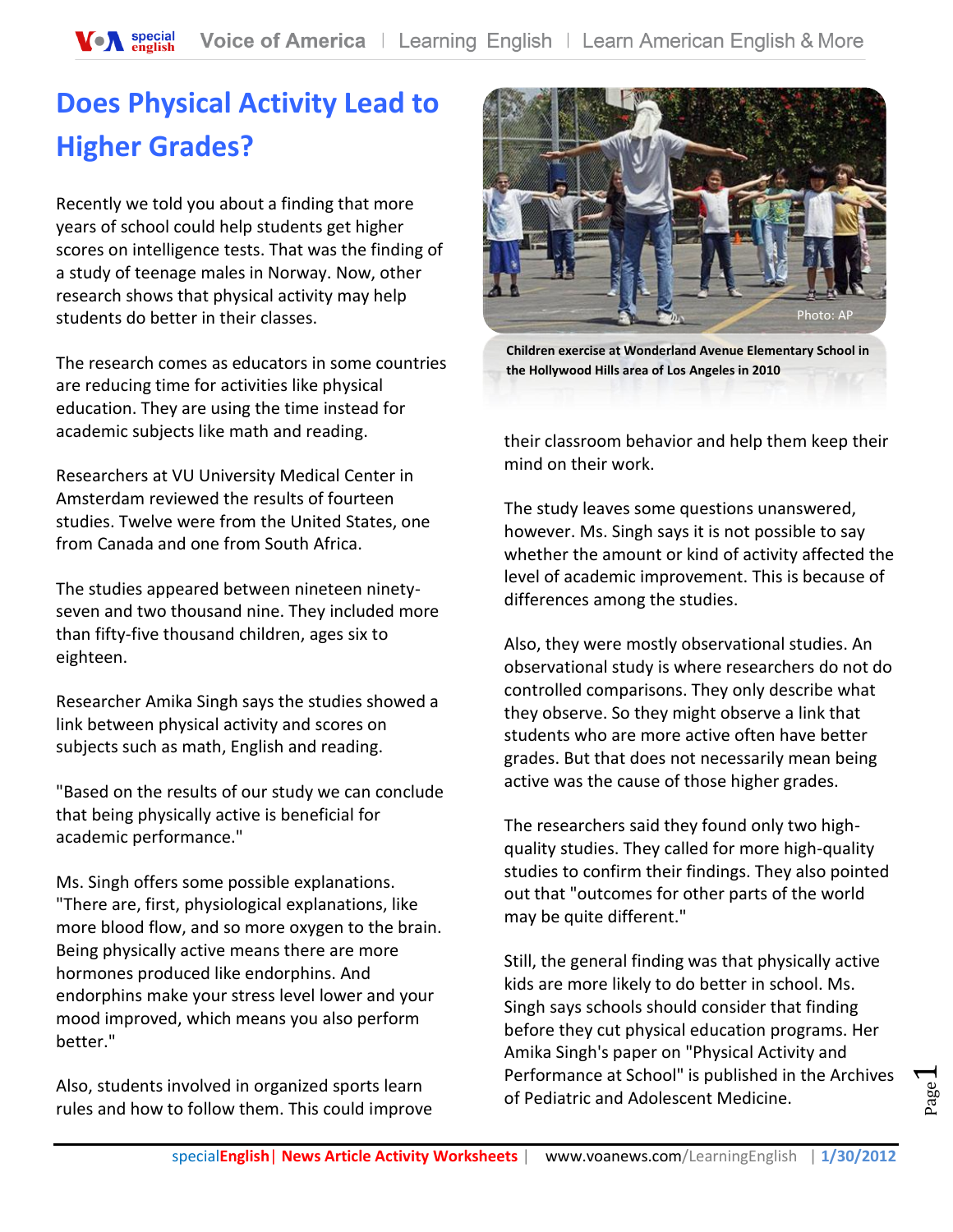# Does Physical Activity Lead to Higher Grades?

Recently we told you about a finding that more years of school could help students get higher scores on intelligence tests. That was the finding of a study of teenage males in Norway. Now, other research shows that physical activity may help students do better in their classes.

The research comes as educators in some countries are reducing time for activities like physical education. They are using the time instead for academic subjects like math and reading.

Researchers at VU University Medical Center in Amsterdam reviewed the results of fourteen studies. Twelve were from the United States, one from Canada and one from South Africa.

The studies appeared between nineteen ninety-seven and two thousand nine. They included more than fifty-five thousand children, ages six to eighteen.

Researcher Amika Singh says the studies showed a link between physical activity and scores on subjects such as math, English and reading.

"Based on the results of our study we can conclude that being physically active is beneficial for academic performance."

Ms. Singh offers some possible explanations. "There are, first, physiological explanations, like more blood flow, and so more oxygen to the brain. Being physically active means there are more hormones produced like endorphins. And endorphins make your stress level lower and your mood improved, which means you also perform better."

Also, students involved in organized sports learn rules and how to follow them. This could improve their classroom behavior and help them keep their mind on their work.

**Children exercise at Wonderland Avenue Elementary School in the Hollywood Hills area of Los Angeles in 2010**

The study leaves some questions unanswered, however. Ms. Singh says it is not possible to say whether the amount or kind of activity affected the level of academic improvement. This is because of differences among the studies.

Also, they were mostly observational studies. An observational study is where researchers do not do controlled comparisons. They only describe what they observe. So they might observe a link that students who are more active often have better grades. But that does not necessarily mean being active was the cause of those higher grades.

The researchers said they found only two high-quality studies. They called for more high-quality studies to confirm their findings. They also pointed out that "outcomes for other parts of the world may be quite different."

Still, the general finding was that physically active kids are more likely to do better in school. Ms. Singh says schools should consider that finding before they cut physical education programs. Her Amika Singh's paper on "Physical Activity and Performance at School" is published in the Archives of Pediatric and Adolescent Medicine.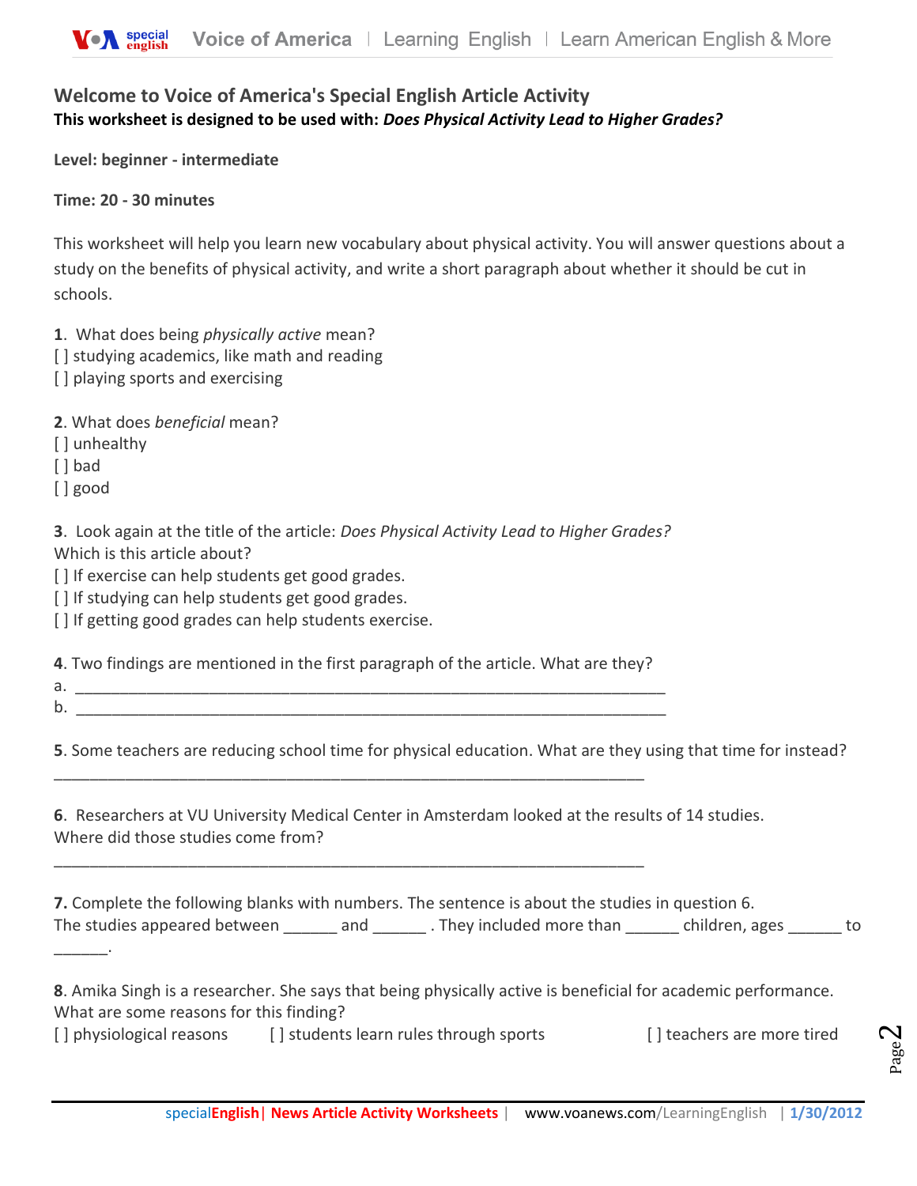## Welcome to Voice of America's Special English Article Activity

**This worksheet is designed to be used with: *Does Physical Activity Lead to Higher Grades?***

**Level: beginner - intermediate**

**Time: 20 - 30 minutes**

This worksheet will help you learn new vocabulary about physical activity. You will answer questions about a study on the benefits of physical activity, and write a short paragraph about whether it should be cut in schools.

**1**. What does being *physically active* mean?
[ ] studying academics, like math and reading
[ ] playing sports and exercising

**2**. What does *beneficial* mean?
[ ] unhealthy
[ ] bad
[ ] good

**3**. Look again at the title of the article: *Does Physical Activity Lead to Higher Grades?*
Which is this article about?
[ ] If exercise can help students get good grades.
[ ] If studying can help students get good grades.
[ ] If getting good grades can help students exercise.

**4**. Two findings are mentioned in the first paragraph of the article. What are they?
a. ___________________________________________________________________
b. ___________________________________________________________________

**5**. Some teachers are reducing school time for physical education. What are they using that time for instead?
____________________________________________________________________

**6**. Researchers at VU University Medical Center in Amsterdam looked at the results of 14 studies.
Where did those studies come from?
____________________________________________________________________

**7.** Complete the following blanks with numbers. The sentence is about the studies in question 6.
The studies appeared between ______ and ______ . They included more than ______ children, ages ______ to ______.

**8**. Amika Singh is a researcher. She says that being physically active is beneficial for academic performance.
What are some reasons for this finding?
[ ] physiological reasons [ ] students learn rules through sports [ ] teachers are more tired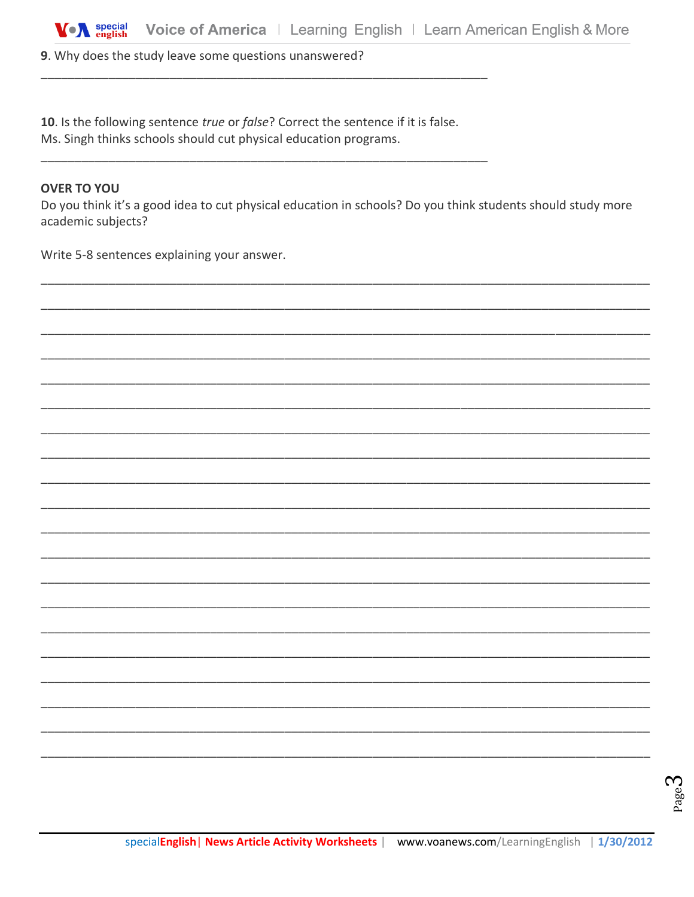**9**. Why does the study leave some questions unanswered?

_______________________________________________________________

**10**. Is the following sentence *true* or *false*? Correct the sentence if it is false.
Ms. Singh thinks schools should cut physical education programs.

_______________________________________________________________

**OVER TO YOU**

Do you think it's a good idea to cut physical education in schools? Do you think students should study more academic subjects?

Write 5-8 sentences explaining your answer.

_______________________________________________________________________________________

_______________________________________________________________________________________

_______________________________________________________________________________________

_______________________________________________________________________________________

_______________________________________________________________________________________

_______________________________________________________________________________________

_______________________________________________________________________________________

_______________________________________________________________________________________

_______________________________________________________________________________________

_______________________________________________________________________________________

_______________________________________________________________________________________

_______________________________________________________________________________________

_______________________________________________________________________________________

_______________________________________________________________________________________

_______________________________________________________________________________________

_______________________________________________________________________________________

_______________________________________________________________________________________

_______________________________________________________________________________________

_______________________________________________________________________________________

_______________________________________________________________________________________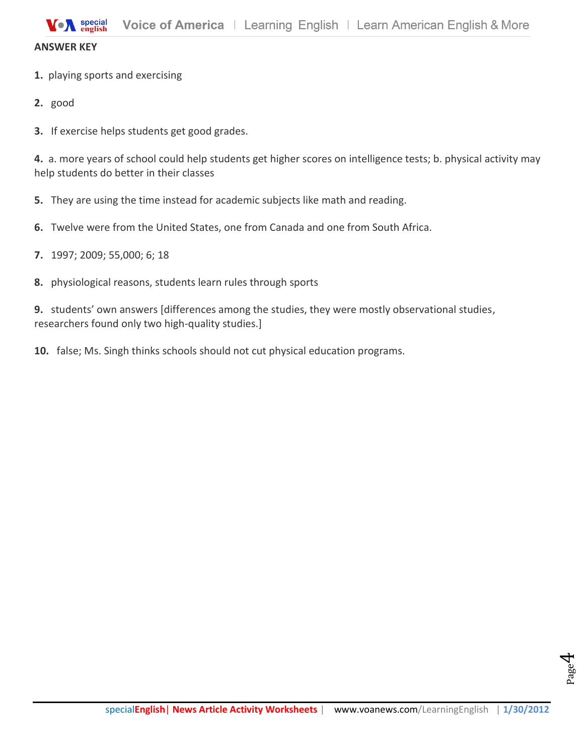**ANSWER KEY**

**1.** playing sports and exercising

**2.** good

**3.** If exercise helps students get good grades.

**4.** a. more years of school could help students get higher scores on intelligence tests; b. physical activity may help students do better in their classes

**5.** They are using the time instead for academic subjects like math and reading.

**6.** Twelve were from the United States, one from Canada and one from South Africa.

**7.** 1997; 2009; 55,000; 6; 18

**8.** physiological reasons, students learn rules through sports

**9.** students' own answers [differences among the studies, they were mostly observational studies, researchers found only two high-quality studies.]

**10.** false; Ms. Singh thinks schools should not cut physical education programs.